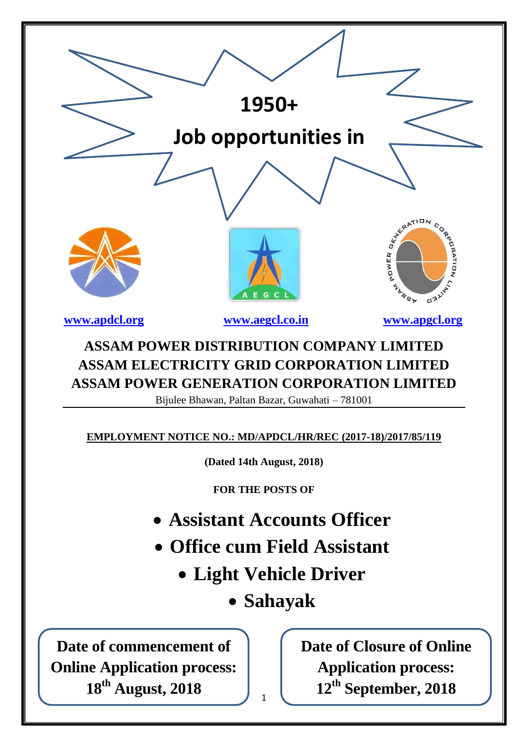# 1950+

# Job opportunities in

[www.apdcl.org](http://www.apdcl.org) [www.aegcl.co.in](http://www.aegcl.co.in) [www.apgcl.org](http://www.apgcl.org)

## ASSAM POWER DISTRIBUTION COMPANY LIMITED
## ASSAM ELECTRICITY GRID CORPORATION LIMITED
## ASSAM POWER GENERATION CORPORATION LIMITED

Bijulee Bhawan, Paltan Bazar, Guwahati – 781001

**EMPLOYMENT NOTICE NO.: MD/APDCL/HR/REC (2017-18)/2017/85/119**

**(Dated 14th August, 2018)**

**FOR THE POSTS OF**

- **Assistant Accounts Officer**
- **Office cum Field Assistant**
- **Light Vehicle Driver**
- **Sahayak**

**Date of commencement of Online Application process: 18th August, 2018**

**Date of Closure of Online Application process: 12th September, 2018**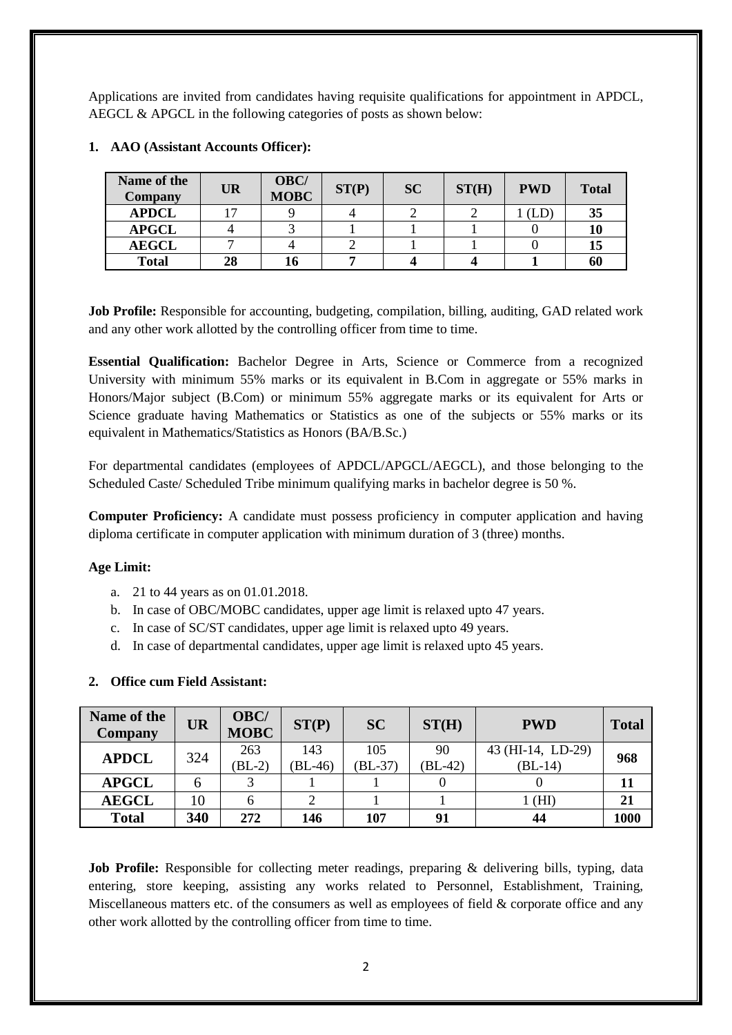Applications are invited from candidates having requisite qualifications for appointment in APDCL, AEGCL & APGCL in the following categories of posts as shown below:

**1. AAO (Assistant Accounts Officer):**

| Name of the Company | UR | OBC/ MOBC | ST(P) | SC | ST(H) | PWD | Total |
|---|---|---|---|---|---|---|---|
| **APDCL** | 17 | 9 | 4 | 2 | 2 | 1 (LD) | **35** |
| **APGCL** | 4 | 3 | 1 | 1 | 1 | 0 | **10** |
| **AEGCL** | 7 | 4 | 2 | 1 | 1 | 0 | **15** |
| **Total** | **28** | **16** | **7** | **4** | **4** | **1** | **60** |

**Job Profile:** Responsible for accounting, budgeting, compilation, billing, auditing, GAD related work and any other work allotted by the controlling officer from time to time.

**Essential Qualification:** Bachelor Degree in Arts, Science or Commerce from a recognized University with minimum 55% marks or its equivalent in B.Com in aggregate or 55% marks in Honors/Major subject (B.Com) or minimum 55% aggregate marks or its equivalent for Arts or Science graduate having Mathematics or Statistics as one of the subjects or 55% marks or its equivalent in Mathematics/Statistics as Honors (BA/B.Sc.)

For departmental candidates (employees of APDCL/APGCL/AEGCL), and those belonging to the Scheduled Caste/ Scheduled Tribe minimum qualifying marks in bachelor degree is 50 %.

**Computer Proficiency:** A candidate must possess proficiency in computer application and having diploma certificate in computer application with minimum duration of 3 (three) months.

**Age Limit:**

a. 21 to 44 years as on 01.01.2018.
b. In case of OBC/MOBC candidates, upper age limit is relaxed upto 47 years.
c. In case of SC/ST candidates, upper age limit is relaxed upto 49 years.
d. In case of departmental candidates, upper age limit is relaxed upto 45 years.

**2. Office cum Field Assistant:**

| Name of the Company | UR | OBC/ MOBC | ST(P) | SC | ST(H) | PWD | Total |
|---|---|---|---|---|---|---|---|
| **APDCL** | 324 | 263 (BL-2) | 143 (BL-46) | 105 (BL-37) | 90 (BL-42) | 43 (HI-14, LD-29) (BL-14) | **968** |
| **APGCL** | 6 | 3 | 1 | 1 | 0 | 0 | **11** |
| **AEGCL** | 10 | 6 | 2 | 1 | 1 | 1 (HI) | **21** |
| **Total** | **340** | **272** | **146** | **107** | **91** | **44** | **1000** |

**Job Profile:** Responsible for collecting meter readings, preparing & delivering bills, typing, data entering, store keeping, assisting any works related to Personnel, Establishment, Training, Miscellaneous matters etc. of the consumers as well as employees of field & corporate office and any other work allotted by the controlling officer from time to time.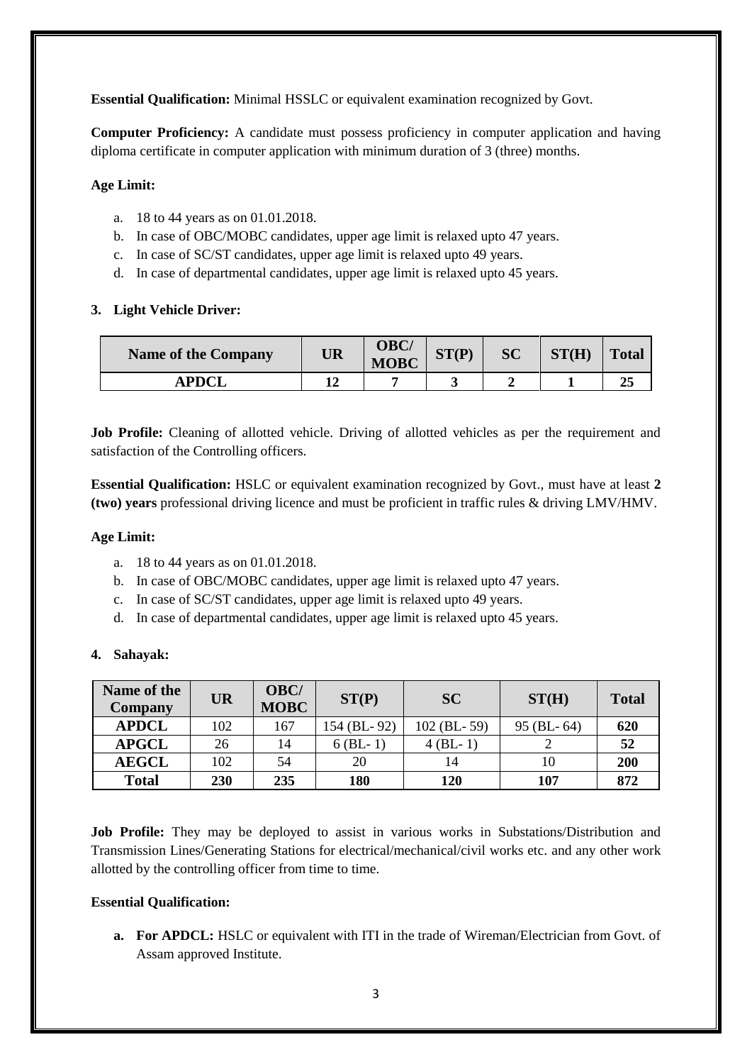**Essential Qualification:** Minimal HSSLC or equivalent examination recognized by Govt.

**Computer Proficiency:** A candidate must possess proficiency in computer application and having diploma certificate in computer application with minimum duration of 3 (three) months.

**Age Limit:**

a. 18 to 44 years as on 01.01.2018.
b. In case of OBC/MOBC candidates, upper age limit is relaxed upto 47 years.
c. In case of SC/ST candidates, upper age limit is relaxed upto 49 years.
d. In case of departmental candidates, upper age limit is relaxed upto 45 years.

**3. Light Vehicle Driver:**

| Name of the Company | UR | OBC/ MOBC | ST(P) | SC | ST(H) | Total |
|---|---|---|---|---|---|---|
| **APDCL** | **12** | **7** | **3** | **2** | **1** | **25** |

**Job Profile:** Cleaning of allotted vehicle. Driving of allotted vehicles as per the requirement and satisfaction of the Controlling officers.

**Essential Qualification:** HSLC or equivalent examination recognized by Govt., must have at least **2 (two) years** professional driving licence and must be proficient in traffic rules & driving LMV/HMV.

**Age Limit:**

a. 18 to 44 years as on 01.01.2018.
b. In case of OBC/MOBC candidates, upper age limit is relaxed upto 47 years.
c. In case of SC/ST candidates, upper age limit is relaxed upto 49 years.
d. In case of departmental candidates, upper age limit is relaxed upto 45 years.

**4. Sahayak:**

| Name of the Company | UR | OBC/ MOBC | ST(P) | SC | ST(H) | Total |
|---|---|---|---|---|---|---|
| **APDCL** | 102 | 167 | 154 (BL- 92) | 102 (BL- 59) | 95 (BL- 64) | **620** |
| **APGCL** | 26 | 14 | 6 (BL- 1) | 4 (BL- 1) | 2 | **52** |
| **AEGCL** | 102 | 54 | 20 | 14 | 10 | **200** |
| **Total** | **230** | **235** | **180** | **120** | **107** | **872** |

**Job Profile:** They may be deployed to assist in various works in Substations/Distribution and Transmission Lines/Generating Stations for electrical/mechanical/civil works etc. and any other work allotted by the controlling officer from time to time.

**Essential Qualification:**

a. **For APDCL:** HSLC or equivalent with ITI in the trade of Wireman/Electrician from Govt. of Assam approved Institute.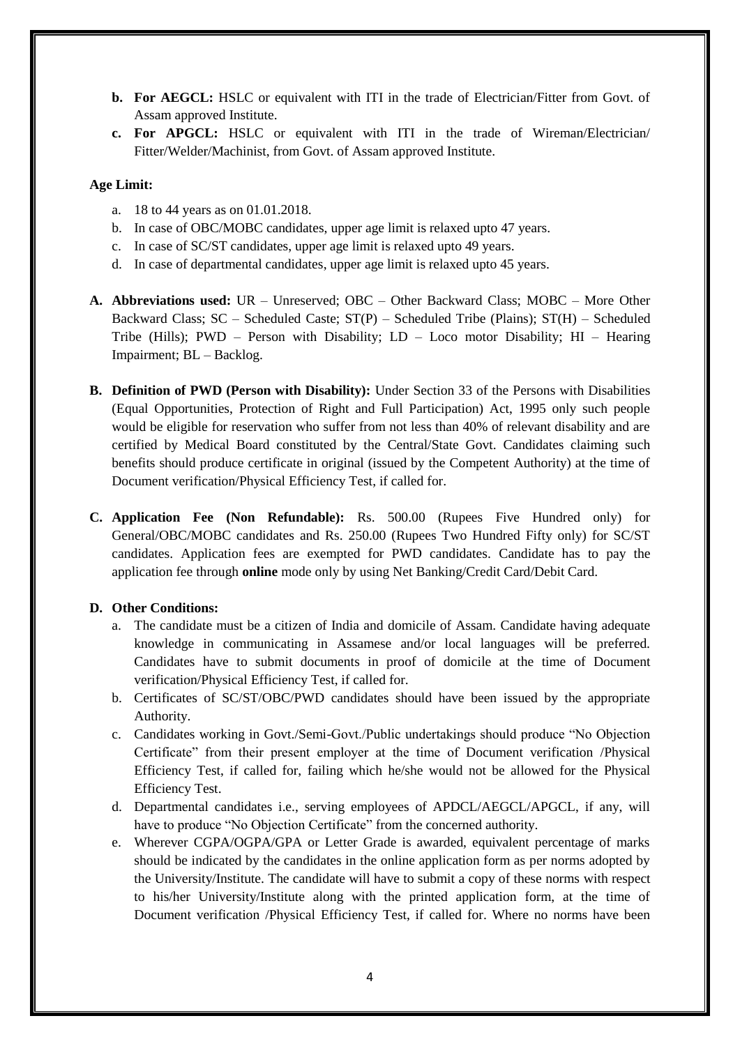- **b. For AEGCL:** HSLC or equivalent with ITI in the trade of Electrician/Fitter from Govt. of Assam approved Institute.
- **c. For APGCL:** HSLC or equivalent with ITI in the trade of Wireman/Electrician/ Fitter/Welder/Machinist, from Govt. of Assam approved Institute.

**Age Limit:**

- a. 18 to 44 years as on 01.01.2018.
- b. In case of OBC/MOBC candidates, upper age limit is relaxed upto 47 years.
- c. In case of SC/ST candidates, upper age limit is relaxed upto 49 years.
- d. In case of departmental candidates, upper age limit is relaxed upto 45 years.

**A. Abbreviations used:** UR – Unreserved; OBC – Other Backward Class; MOBC – More Other Backward Class; SC – Scheduled Caste; ST(P) – Scheduled Tribe (Plains); ST(H) – Scheduled Tribe (Hills); PWD – Person with Disability; LD – Loco motor Disability; HI – Hearing Impairment; BL – Backlog.

**B. Definition of PWD (Person with Disability):** Under Section 33 of the Persons with Disabilities (Equal Opportunities, Protection of Right and Full Participation) Act, 1995 only such people would be eligible for reservation who suffer from not less than 40% of relevant disability and are certified by Medical Board constituted by the Central/State Govt. Candidates claiming such benefits should produce certificate in original (issued by the Competent Authority) at the time of Document verification/Physical Efficiency Test, if called for.

**C. Application Fee (Non Refundable):** Rs. 500.00 (Rupees Five Hundred only) for General/OBC/MOBC candidates and Rs. 250.00 (Rupees Two Hundred Fifty only) for SC/ST candidates. Application fees are exempted for PWD candidates. Candidate has to pay the application fee through **online** mode only by using Net Banking/Credit Card/Debit Card.

**D. Other Conditions:**

- a. The candidate must be a citizen of India and domicile of Assam. Candidate having adequate knowledge in communicating in Assamese and/or local languages will be preferred. Candidates have to submit documents in proof of domicile at the time of Document verification/Physical Efficiency Test, if called for.
- b. Certificates of SC/ST/OBC/PWD candidates should have been issued by the appropriate Authority.
- c. Candidates working in Govt./Semi-Govt./Public undertakings should produce "No Objection Certificate" from their present employer at the time of Document verification /Physical Efficiency Test, if called for, failing which he/she would not be allowed for the Physical Efficiency Test.
- d. Departmental candidates i.e., serving employees of APDCL/AEGCL/APGCL, if any, will have to produce "No Objection Certificate" from the concerned authority.
- e. Wherever CGPA/OGPA/GPA or Letter Grade is awarded, equivalent percentage of marks should be indicated by the candidates in the online application form as per norms adopted by the University/Institute. The candidate will have to submit a copy of these norms with respect to his/her University/Institute along with the printed application form, at the time of Document verification /Physical Efficiency Test, if called for. Where no norms have been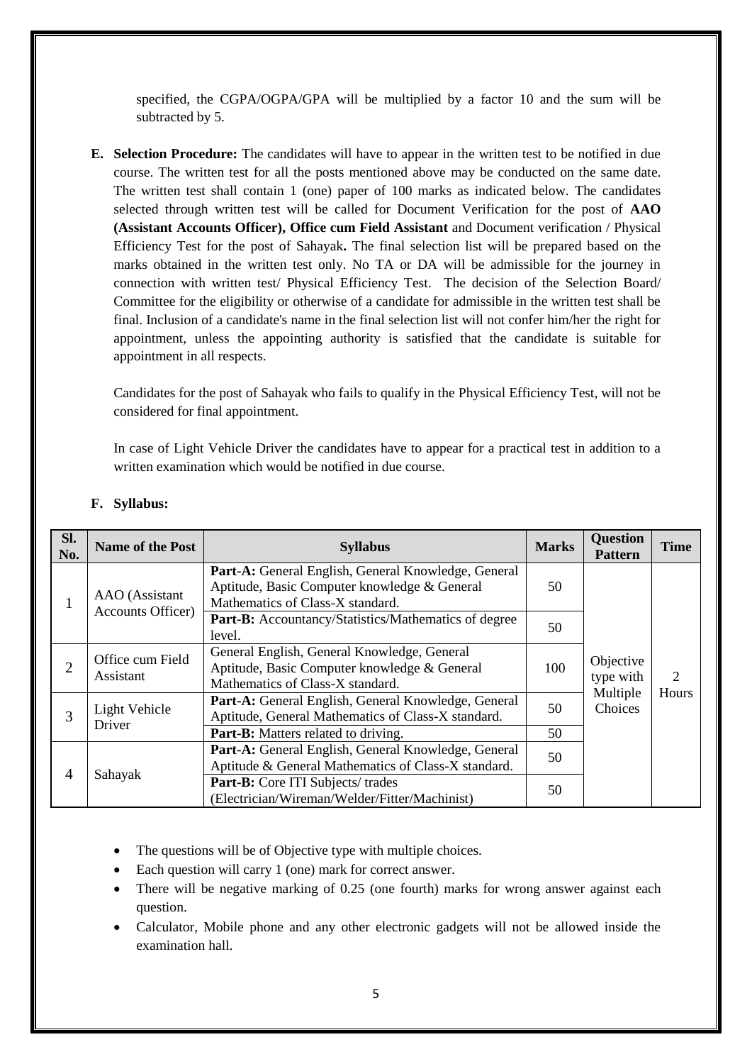specified, the CGPA/OGPA/GPA will be multiplied by a factor 10 and the sum will be subtracted by 5.

**E. Selection Procedure:** The candidates will have to appear in the written test to be notified in due course. The written test for all the posts mentioned above may be conducted on the same date. The written test shall contain 1 (one) paper of 100 marks as indicated below. The candidates selected through written test will be called for Document Verification for the post of **AAO (Assistant Accounts Officer), Office cum Field Assistant** and Document verification / Physical Efficiency Test for the post of Sahayak**.** The final selection list will be prepared based on the marks obtained in the written test only. No TA or DA will be admissible for the journey in connection with written test/ Physical Efficiency Test. The decision of the Selection Board/ Committee for the eligibility or otherwise of a candidate for admissible in the written test shall be final. Inclusion of a candidate's name in the final selection list will not confer him/her the right for appointment, unless the appointing authority is satisfied that the candidate is suitable for appointment in all respects.

Candidates for the post of Sahayak who fails to qualify in the Physical Efficiency Test, will not be considered for final appointment.

In case of Light Vehicle Driver the candidates have to appear for a practical test in addition to a written examination which would be notified in due course.

**F. Syllabus:**

| Sl. No. | Name of the Post | Syllabus | Marks | Question Pattern | Time |
|---|---|---|---|---|---|
| 1 | AAO (Assistant Accounts Officer) | **Part-A:** General English, General Knowledge, General Aptitude, Basic Computer knowledge & General Mathematics of Class-X standard. | 50 | Objective type with Multiple Choices | 2 Hours |
| | | **Part-B:** Accountancy/Statistics/Mathematics of degree level. | 50 | | |
| 2 | Office cum Field Assistant | General English, General Knowledge, General Aptitude, Basic Computer knowledge & General Mathematics of Class-X standard. | 100 | | |
| 3 | Light Vehicle Driver | **Part-A:** General English, General Knowledge, General Aptitude, General Mathematics of Class-X standard. | 50 | | |
| | | **Part-B:** Matters related to driving. | 50 | | |
| 4 | Sahayak | **Part-A:** General English, General Knowledge, General Aptitude & General Mathematics of Class-X standard. | 50 | | |
| | | **Part-B:** Core ITI Subjects/ trades (Electrician/Wireman/Welder/Fitter/Machinist) | 50 | | |

- The questions will be of Objective type with multiple choices.
- Each question will carry 1 (one) mark for correct answer.
- There will be negative marking of 0.25 (one fourth) marks for wrong answer against each question.
- Calculator, Mobile phone and any other electronic gadgets will not be allowed inside the examination hall.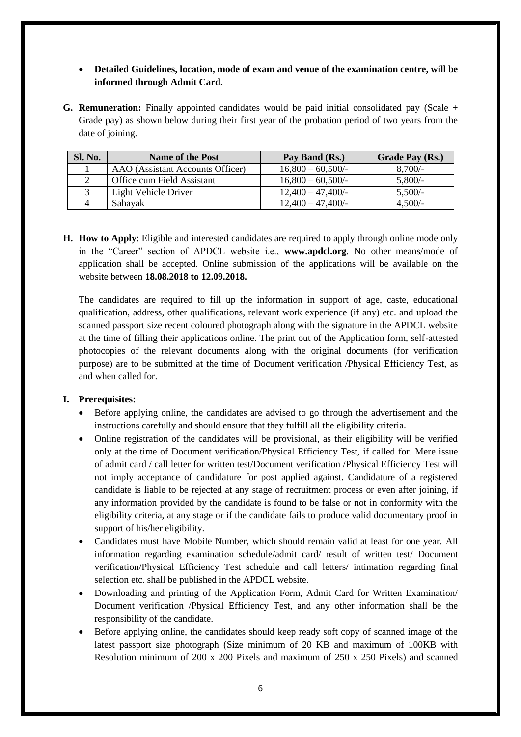- **Detailed Guidelines, location, mode of exam and venue of the examination centre, will be informed through Admit Card.**

**G. Remuneration:** Finally appointed candidates would be paid initial consolidated pay (Scale + Grade pay) as shown below during their first year of the probation period of two years from the date of joining.

| Sl. No. | Name of the Post | Pay Band (Rs.) | Grade Pay (Rs.) |
|---|---|---|---|
| 1 | AAO (Assistant Accounts Officer) | 16,800 – 60,500/- | 8,700/- |
| 2 | Office cum Field Assistant | 16,800 – 60,500/- | 5,800/- |
| 3 | Light Vehicle Driver | 12,400 – 47,400/- | 5,500/- |
| 4 | Sahayak | 12,400 – 47,400/- | 4,500/- |

**H. How to Apply**: Eligible and interested candidates are required to apply through online mode only in the "Career" section of APDCL website i.e., **www.apdcl.org**. No other means/mode of application shall be accepted. Online submission of the applications will be available on the website between **18.08.2018 to 12.09.2018.**

The candidates are required to fill up the information in support of age, caste, educational qualification, address, other qualifications, relevant work experience (if any) etc. and upload the scanned passport size recent coloured photograph along with the signature in the APDCL website at the time of filling their applications online. The print out of the Application form, self-attested photocopies of the relevant documents along with the original documents (for verification purpose) are to be submitted at the time of Document verification /Physical Efficiency Test, as and when called for.

**I. Prerequisites:**

- Before applying online, the candidates are advised to go through the advertisement and the instructions carefully and should ensure that they fulfill all the eligibility criteria.
- Online registration of the candidates will be provisional, as their eligibility will be verified only at the time of Document verification/Physical Efficiency Test, if called for. Mere issue of admit card / call letter for written test/Document verification /Physical Efficiency Test will not imply acceptance of candidature for post applied against. Candidature of a registered candidate is liable to be rejected at any stage of recruitment process or even after joining, if any information provided by the candidate is found to be false or not in conformity with the eligibility criteria, at any stage or if the candidate fails to produce valid documentary proof in support of his/her eligibility.
- Candidates must have Mobile Number, which should remain valid at least for one year. All information regarding examination schedule/admit card/ result of written test/ Document verification/Physical Efficiency Test schedule and call letters/ intimation regarding final selection etc. shall be published in the APDCL website.
- Downloading and printing of the Application Form, Admit Card for Written Examination/ Document verification /Physical Efficiency Test, and any other information shall be the responsibility of the candidate.
- Before applying online, the candidates should keep ready soft copy of scanned image of the latest passport size photograph (Size minimum of 20 KB and maximum of 100KB with Resolution minimum of 200 x 200 Pixels and maximum of 250 x 250 Pixels) and scanned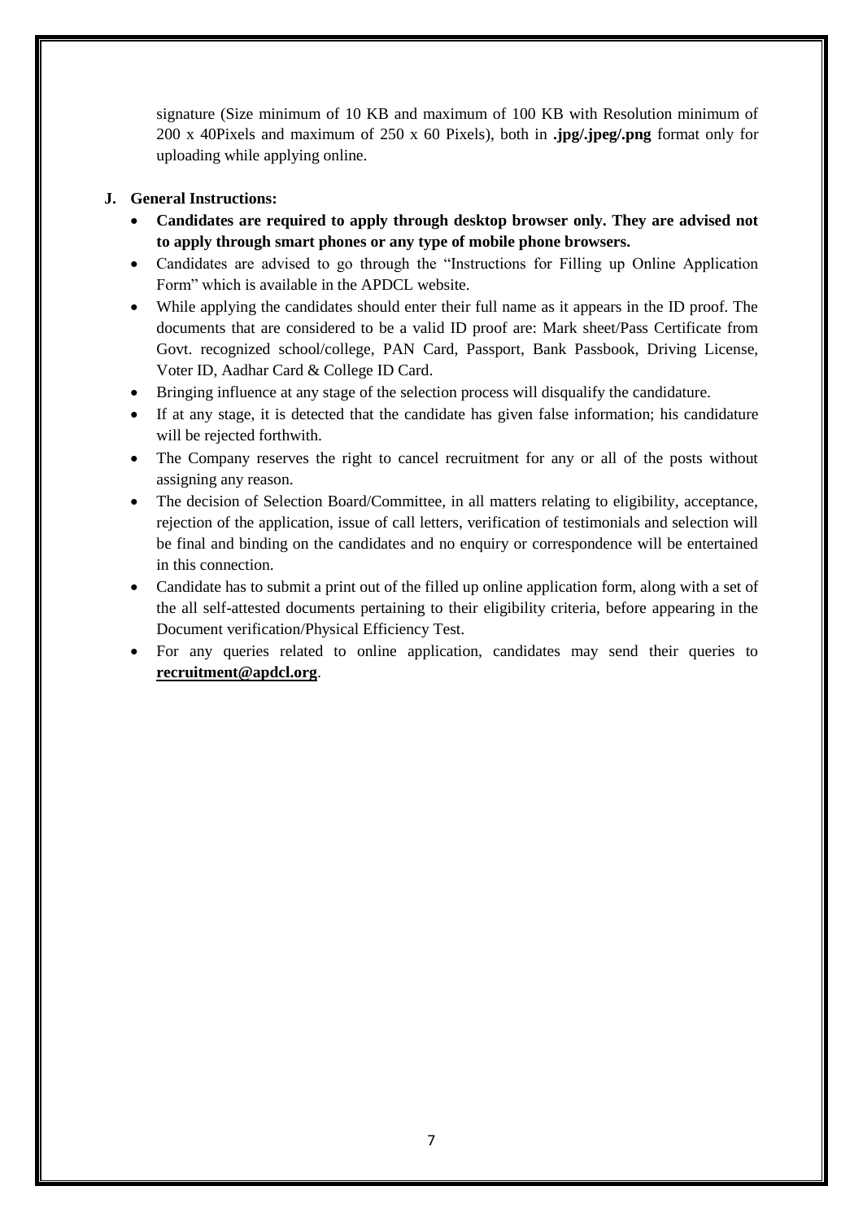signature (Size minimum of 10 KB and maximum of 100 KB with Resolution minimum of 200 x 40Pixels and maximum of 250 x 60 Pixels), both in **.jpg/.jpeg/.png** format only for uploading while applying online.

**J. General Instructions:**

- **Candidates are required to apply through desktop browser only. They are advised not to apply through smart phones or any type of mobile phone browsers.**
- Candidates are advised to go through the "Instructions for Filling up Online Application Form" which is available in the APDCL website.
- While applying the candidates should enter their full name as it appears in the ID proof. The documents that are considered to be a valid ID proof are: Mark sheet/Pass Certificate from Govt. recognized school/college, PAN Card, Passport, Bank Passbook, Driving License, Voter ID, Aadhar Card & College ID Card.
- Bringing influence at any stage of the selection process will disqualify the candidature.
- If at any stage, it is detected that the candidate has given false information; his candidature will be rejected forthwith.
- The Company reserves the right to cancel recruitment for any or all of the posts without assigning any reason.
- The decision of Selection Board/Committee, in all matters relating to eligibility, acceptance, rejection of the application, issue of call letters, verification of testimonials and selection will be final and binding on the candidates and no enquiry or correspondence will be entertained in this connection.
- Candidate has to submit a print out of the filled up online application form, along with a set of the all self-attested documents pertaining to their eligibility criteria, before appearing in the Document verification/Physical Efficiency Test.
- For any queries related to online application, candidates may send their queries to **recruitment@apdcl.org**.